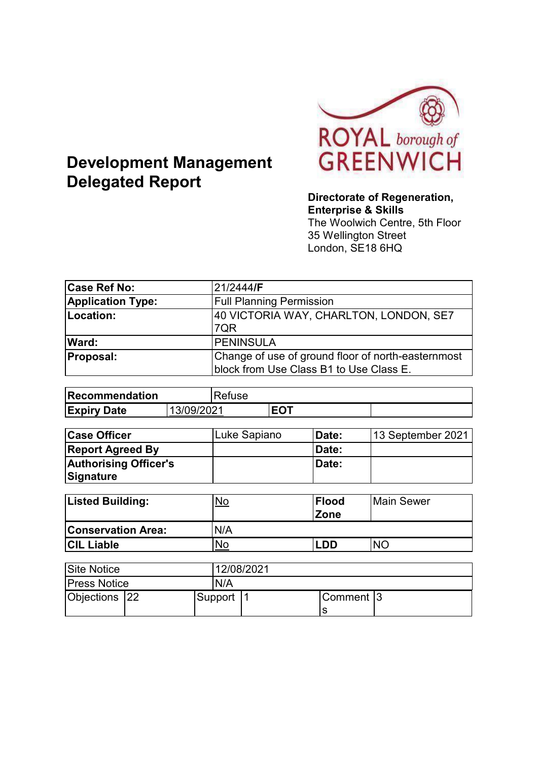# Development Management Delegated Report

**Directorate of Regeneration, Enterprise & Skills**
The Woolwich Centre, 5th Floor
35 Wellington Street
London, SE18 6HQ

| **Case Ref No:** | 21/2444/**F** |
|---|---|
| **Application Type:** | Full Planning Permission |
| **Location:** | 40 VICTORIA WAY, CHARLTON, LONDON, SE7 7QR |
| **Ward:** | PENINSULA |
| **Proposal:** | Change of use of ground floor of north-easternmost block from Use Class B1 to Use Class E. |

| **Recommendation** | | Refuse | |
|---|---|---|---|
| **Expiry Date** | 13/09/2021 | **EOT** | |

| **Case Officer** | Luke Sapiano | **Date:** | 13 September 2021 |
|---|---|---|---|
| **Report Agreed By** | | **Date:** | |
| **Authorising Officer's Signature** | | **Date:** | |

| **Listed Building:** | No | **Flood Zone** | Main Sewer |
|---|---|---|---|
| **Conservation Area:** | N/A | | |
| **CIL Liable** | No | **LDD** | NO |

| Site Notice | | 12/08/2021 | | | |
|---|---|---|---|---|---|
| Press Notice | | N/A | | | |
| Objections | 22 | Support | 1 | Comments | 3 |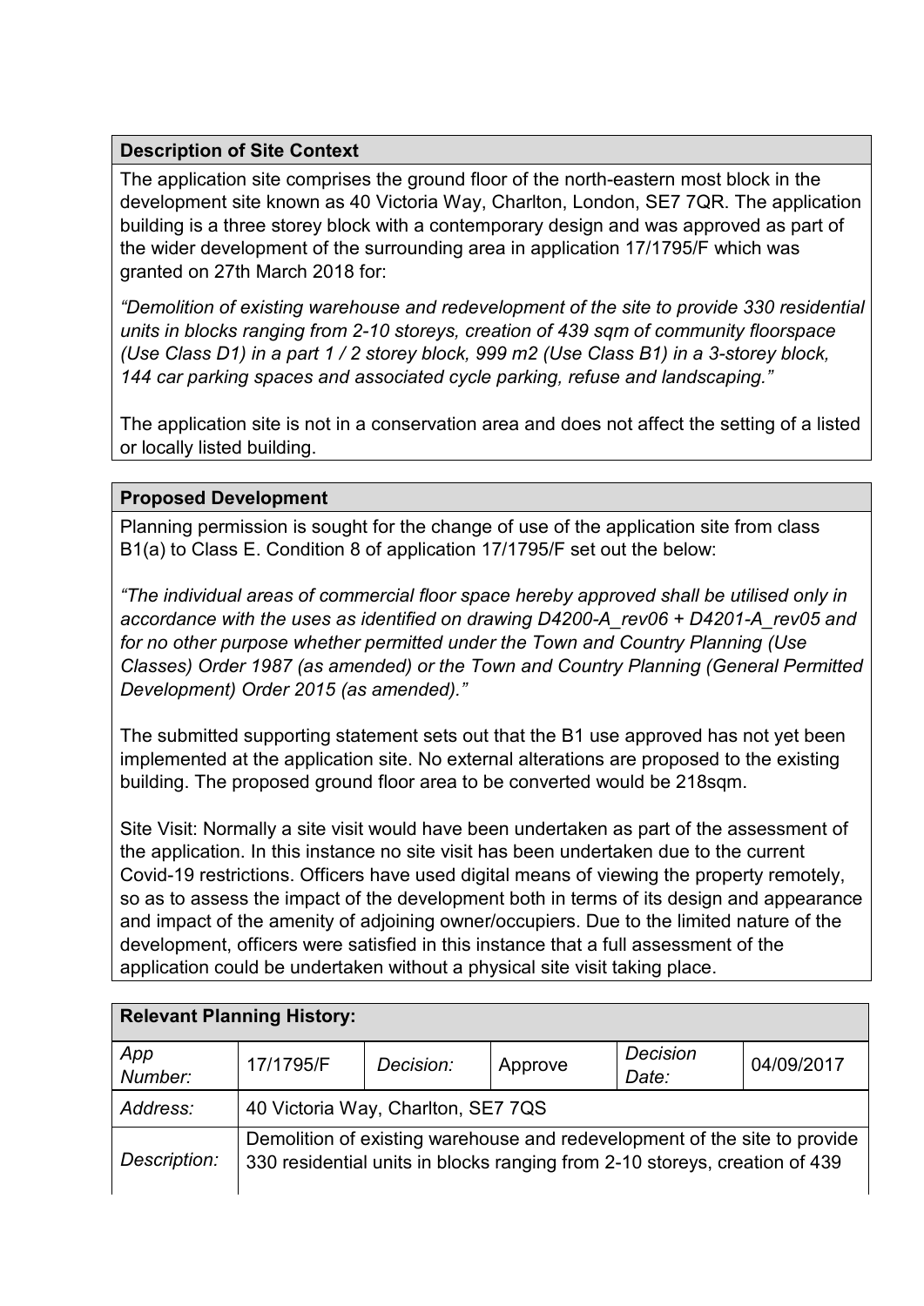| **Description of Site Context** |
| --- |
| The application site comprises the ground floor of the north-eastern most block in the development site known as 40 Victoria Way, Charlton, London, SE7 7QR. The application building is a three storey block with a contemporary design and was approved as part of the wider development of the surrounding area in application 17/1795/F which was granted on 27th March 2018 for:<br><br>*"Demolition of existing warehouse and redevelopment of the site to provide 330 residential units in blocks ranging from 2-10 storeys, creation of 439 sqm of community floorspace (Use Class D1) in a part 1 / 2 storey block, 999 m2 (Use Class B1) in a 3-storey block, 144 car parking spaces and associated cycle parking, refuse and landscaping."*<br><br>The application site is not in a conservation area and does not affect the setting of a listed or locally listed building. |

| **Proposed Development** |
| --- |
| Planning permission is sought for the change of use of the application site from class B1(a) to Class E. Condition 8 of application 17/1795/F set out the below:<br><br>*"The individual areas of commercial floor space hereby approved shall be utilised only in accordance with the uses as identified on drawing D4200-A_rev06 + D4201-A_rev05 and for no other purpose whether permitted under the Town and Country Planning (Use Classes) Order 1987 (as amended) or the Town and Country Planning (General Permitted Development) Order 2015 (as amended)."*<br><br>The submitted supporting statement sets out that the B1 use approved has not yet been implemented at the application site. No external alterations are proposed to the existing building. The proposed ground floor area to be converted would be 218sqm.<br><br>Site Visit: Normally a site visit would have been undertaken as part of the assessment of the application. In this instance no site visit has been undertaken due to the current Covid-19 restrictions. Officers have used digital means of viewing the property remotely, so as to assess the impact of the development both in terms of its design and appearance and impact of the amenity of adjoining owner/occupiers. Due to the limited nature of the development, officers were satisfied in this instance that a full assessment of the application could be undertaken without a physical site visit taking place. |

| **Relevant Planning History:** | | | | | |
| --- | --- | --- | --- | --- | --- |
| *App Number:* | 17/1795/F | *Decision:* | Approve | *Decision Date:* | 04/09/2017 |
| *Address:* | 40 Victoria Way, Charlton, SE7 7QS | | | | |
| *Description:* | Demolition of existing warehouse and redevelopment of the site to provide 330 residential units in blocks ranging from 2-10 storeys, creation of 439 | | | | |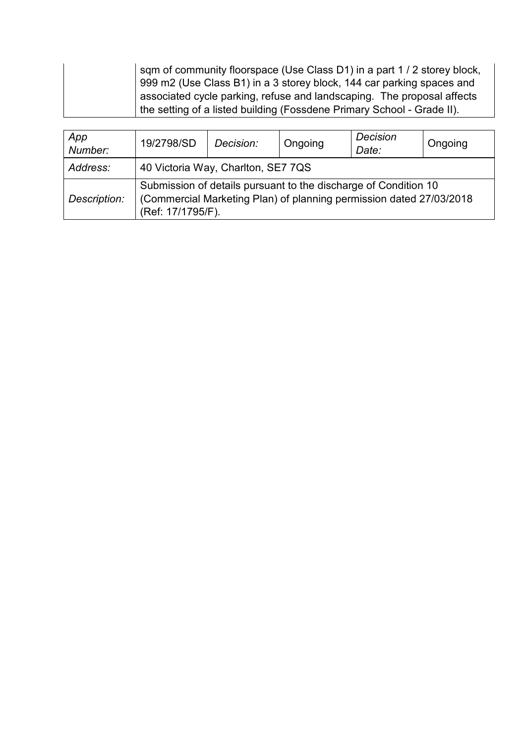| | |
|---|---|
| | sqm of community floorspace (Use Class D1) in a part 1 / 2 storey block, 999 m2 (Use Class B1) in a 3 storey block, 144 car parking spaces and associated cycle parking, refuse and landscaping. The proposal affects the setting of a listed building (Fossdene Primary School - Grade II). |

| *App Number:* | 19/2798/SD | *Decision:* | Ongoing | *Decision Date:* | Ongoing |
|---|---|---|---|---|---|
| *Address:* | 40 Victoria Way, Charlton, SE7 7QS | | | | |
| *Description:* | Submission of details pursuant to the discharge of Condition 10 (Commercial Marketing Plan) of planning permission dated 27/03/2018 (Ref: 17/1795/F). | | | | |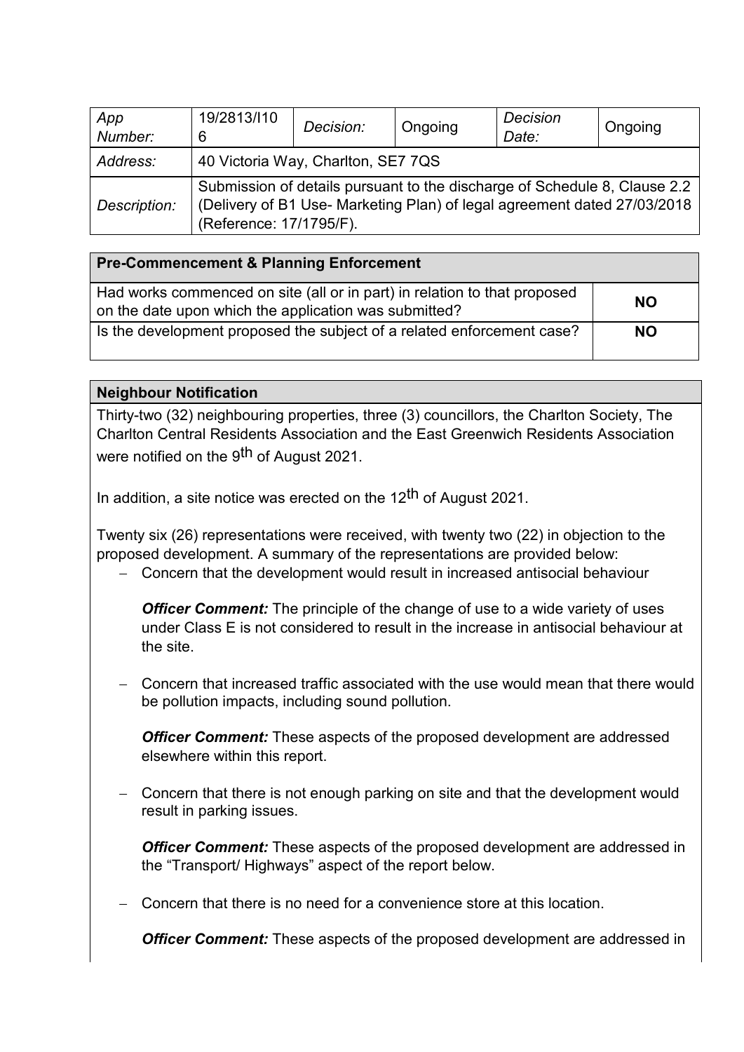| *App Number:* | 19/2813/I106 | *Decision:* | Ongoing | *Decision Date:* | Ongoing |
|---|---|---|---|---|---|
| *Address:* | 40 Victoria Way, Charlton, SE7 7QS | | | | |
| *Description:* | Submission of details pursuant to the discharge of Schedule 8, Clause 2.2 (Delivery of B1 Use- Marketing Plan) of legal agreement dated 27/03/2018 (Reference: 17/1795/F). | | | | |

| **Pre-Commencement & Planning Enforcement** | |
|---|---|
| Had works commenced on site (all or in part) in relation to that proposed on the date upon which the application was submitted? | **NO** |
| Is the development proposed the subject of a related enforcement case? | **NO** |

**Neighbour Notification**

Thirty-two (32) neighbouring properties, three (3) councillors, the Charlton Society, The Charlton Central Residents Association and the East Greenwich Residents Association were notified on the 9th of August 2021.

In addition, a site notice was erected on the 12th of August 2021.

Twenty six (26) representations were received, with twenty two (22) in objection to the proposed development. A summary of the representations are provided below:

- Concern that the development would result in increased antisocial behaviour

  ***Officer Comment:*** The principle of the change of use to a wide variety of uses under Class E is not considered to result in the increase in antisocial behaviour at the site.

- Concern that increased traffic associated with the use would mean that there would be pollution impacts, including sound pollution.

  ***Officer Comment:*** These aspects of the proposed development are addressed elsewhere within this report.

- Concern that there is not enough parking on site and that the development would result in parking issues.

  ***Officer Comment:*** These aspects of the proposed development are addressed in the "Transport/ Highways" aspect of the report below.

- Concern that there is no need for a convenience store at this location.

  ***Officer Comment:*** These aspects of the proposed development are addressed in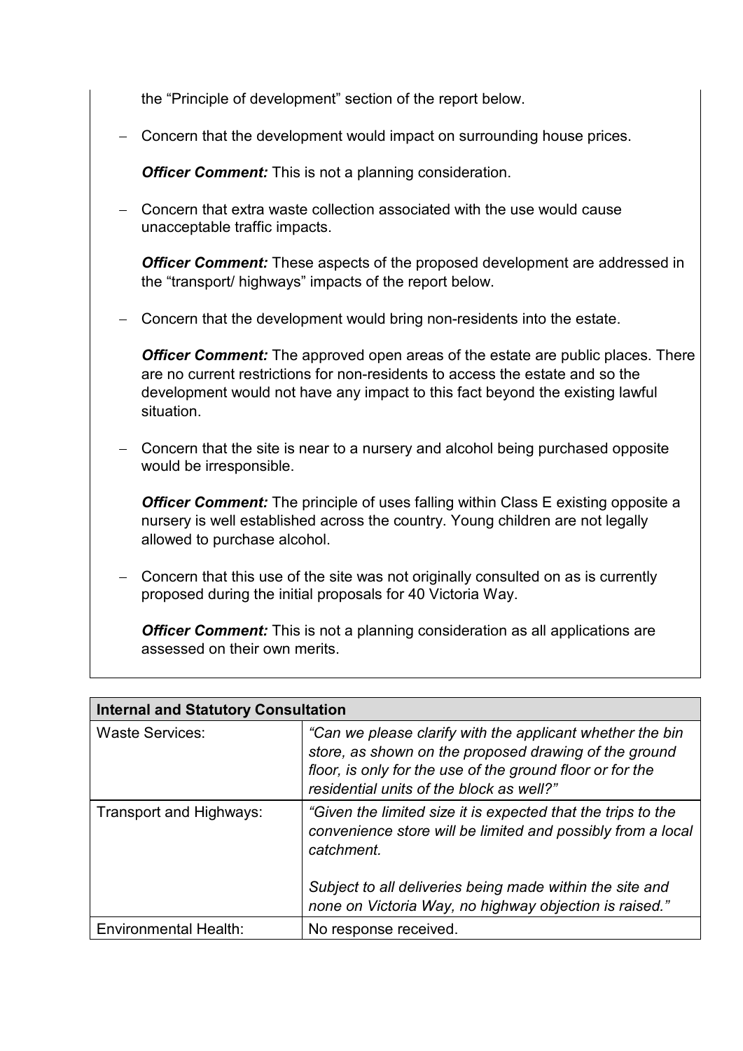the "Principle of development" section of the report below.

- Concern that the development would impact on surrounding house prices.

  ***Officer Comment:*** This is not a planning consideration.

- Concern that extra waste collection associated with the use would cause unacceptable traffic impacts.

  ***Officer Comment:*** These aspects of the proposed development are addressed in the "transport/ highways" impacts of the report below.

- Concern that the development would bring non-residents into the estate.

  ***Officer Comment:*** The approved open areas of the estate are public places. There are no current restrictions for non-residents to access the estate and so the development would not have any impact to this fact beyond the existing lawful situation.

- Concern that the site is near to a nursery and alcohol being purchased opposite would be irresponsible.

  ***Officer Comment:*** The principle of uses falling within Class E existing opposite a nursery is well established across the country. Young children are not legally allowed to purchase alcohol.

- Concern that this use of the site was not originally consulted on as is currently proposed during the initial proposals for 40 Victoria Way.

  ***Officer Comment:*** This is not a planning consideration as all applications are assessed on their own merits.

| **Internal and Statutory Consultation** | |
|---|---|
| Waste Services: | *"Can we please clarify with the applicant whether the bin store, as shown on the proposed drawing of the ground floor, is only for the use of the ground floor or for the residential units of the block as well?"* |
| Transport and Highways: | *"Given the limited size it is expected that the trips to the convenience store will be limited and possibly from a local catchment.*<br><br>*Subject to all deliveries being made within the site and none on Victoria Way, no highway objection is raised."* |
| Environmental Health: | No response received. |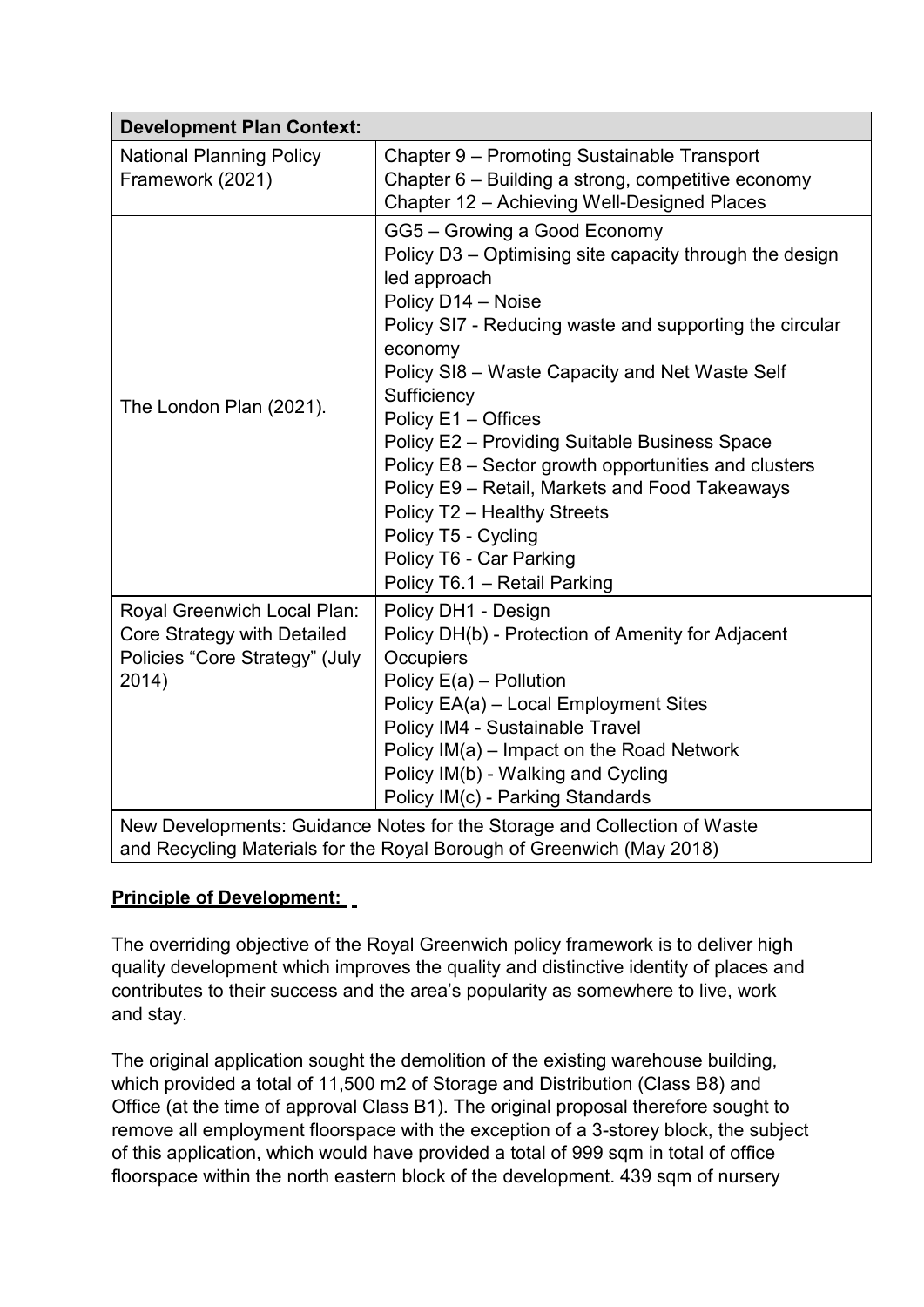| Development Plan Context: | |
|---|---|
| National Planning Policy Framework (2021) | Chapter 9 – Promoting Sustainable Transport<br>Chapter 6 – Building a strong, competitive economy<br>Chapter 12 – Achieving Well-Designed Places |
| The London Plan (2021). | GG5 – Growing a Good Economy<br>Policy D3 – Optimising site capacity through the design led approach<br>Policy D14 – Noise<br>Policy SI7 - Reducing waste and supporting the circular economy<br>Policy SI8 – Waste Capacity and Net Waste Self Sufficiency<br>Policy E1 – Offices<br>Policy E2 – Providing Suitable Business Space<br>Policy E8 – Sector growth opportunities and clusters<br>Policy E9 – Retail, Markets and Food Takeaways<br>Policy T2 – Healthy Streets<br>Policy T5 - Cycling<br>Policy T6 - Car Parking<br>Policy T6.1 – Retail Parking |
| Royal Greenwich Local Plan: Core Strategy with Detailed Policies "Core Strategy" (July 2014) | Policy DH1 - Design<br>Policy DH(b) - Protection of Amenity for Adjacent Occupiers<br>Policy E(a) – Pollution<br>Policy EA(a) – Local Employment Sites<br>Policy IM4 - Sustainable Travel<br>Policy IM(a) – Impact on the Road Network<br>Policy IM(b) - Walking and Cycling<br>Policy IM(c) - Parking Standards |
| New Developments: Guidance Notes for the Storage and Collection of Waste and Recycling Materials for the Royal Borough of Greenwich (May 2018) | |

**Principle of Development:**

The overriding objective of the Royal Greenwich policy framework is to deliver high quality development which improves the quality and distinctive identity of places and contributes to their success and the area's popularity as somewhere to live, work and stay.

The original application sought the demolition of the existing warehouse building, which provided a total of 11,500 m2 of Storage and Distribution (Class B8) and Office (at the time of approval Class B1). The original proposal therefore sought to remove all employment floorspace with the exception of a 3-storey block, the subject of this application, which would have provided a total of 999 sqm in total of office floorspace within the north eastern block of the development. 439 sqm of nursery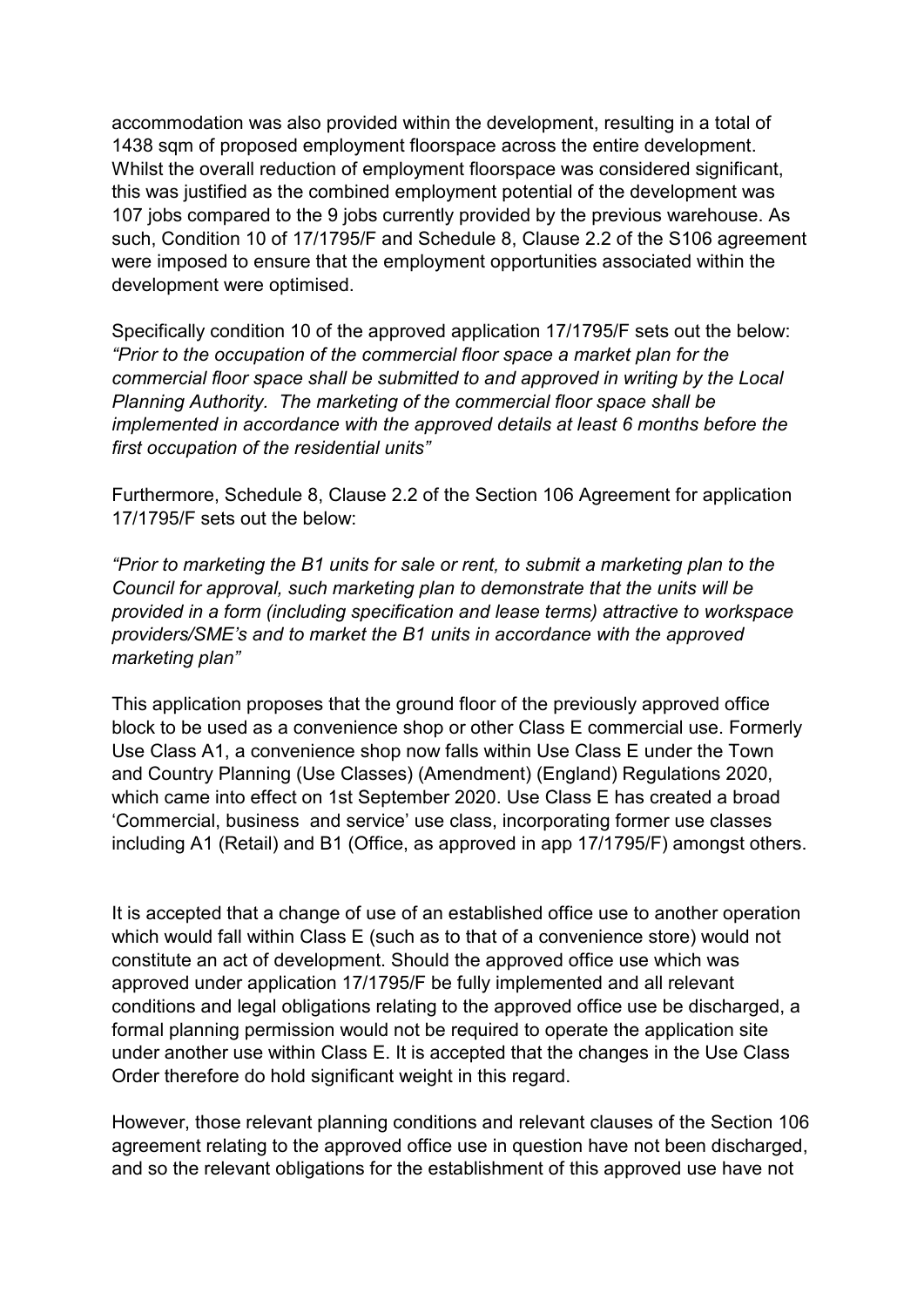accommodation was also provided within the development, resulting in a total of 1438 sqm of proposed employment floorspace across the entire development. Whilst the overall reduction of employment floorspace was considered significant, this was justified as the combined employment potential of the development was 107 jobs compared to the 9 jobs currently provided by the previous warehouse. As such, Condition 10 of 17/1795/F and Schedule 8, Clause 2.2 of the S106 agreement were imposed to ensure that the employment opportunities associated within the development were optimised.

Specifically condition 10 of the approved application 17/1795/F sets out the below: *"Prior to the occupation of the commercial floor space a market plan for the commercial floor space shall be submitted to and approved in writing by the Local Planning Authority. The marketing of the commercial floor space shall be implemented in accordance with the approved details at least 6 months before the first occupation of the residential units"*

Furthermore, Schedule 8, Clause 2.2 of the Section 106 Agreement for application 17/1795/F sets out the below:

*"Prior to marketing the B1 units for sale or rent, to submit a marketing plan to the Council for approval, such marketing plan to demonstrate that the units will be provided in a form (including specification and lease terms) attractive to workspace providers/SME's and to market the B1 units in accordance with the approved marketing plan"*

This application proposes that the ground floor of the previously approved office block to be used as a convenience shop or other Class E commercial use. Formerly Use Class A1, a convenience shop now falls within Use Class E under the Town and Country Planning (Use Classes) (Amendment) (England) Regulations 2020, which came into effect on 1st September 2020. Use Class E has created a broad 'Commercial, business and service' use class, incorporating former use classes including A1 (Retail) and B1 (Office, as approved in app 17/1795/F) amongst others.

It is accepted that a change of use of an established office use to another operation which would fall within Class E (such as to that of a convenience store) would not constitute an act of development. Should the approved office use which was approved under application 17/1795/F be fully implemented and all relevant conditions and legal obligations relating to the approved office use be discharged, a formal planning permission would not be required to operate the application site under another use within Class E. It is accepted that the changes in the Use Class Order therefore do hold significant weight in this regard.

However, those relevant planning conditions and relevant clauses of the Section 106 agreement relating to the approved office use in question have not been discharged, and so the relevant obligations for the establishment of this approved use have not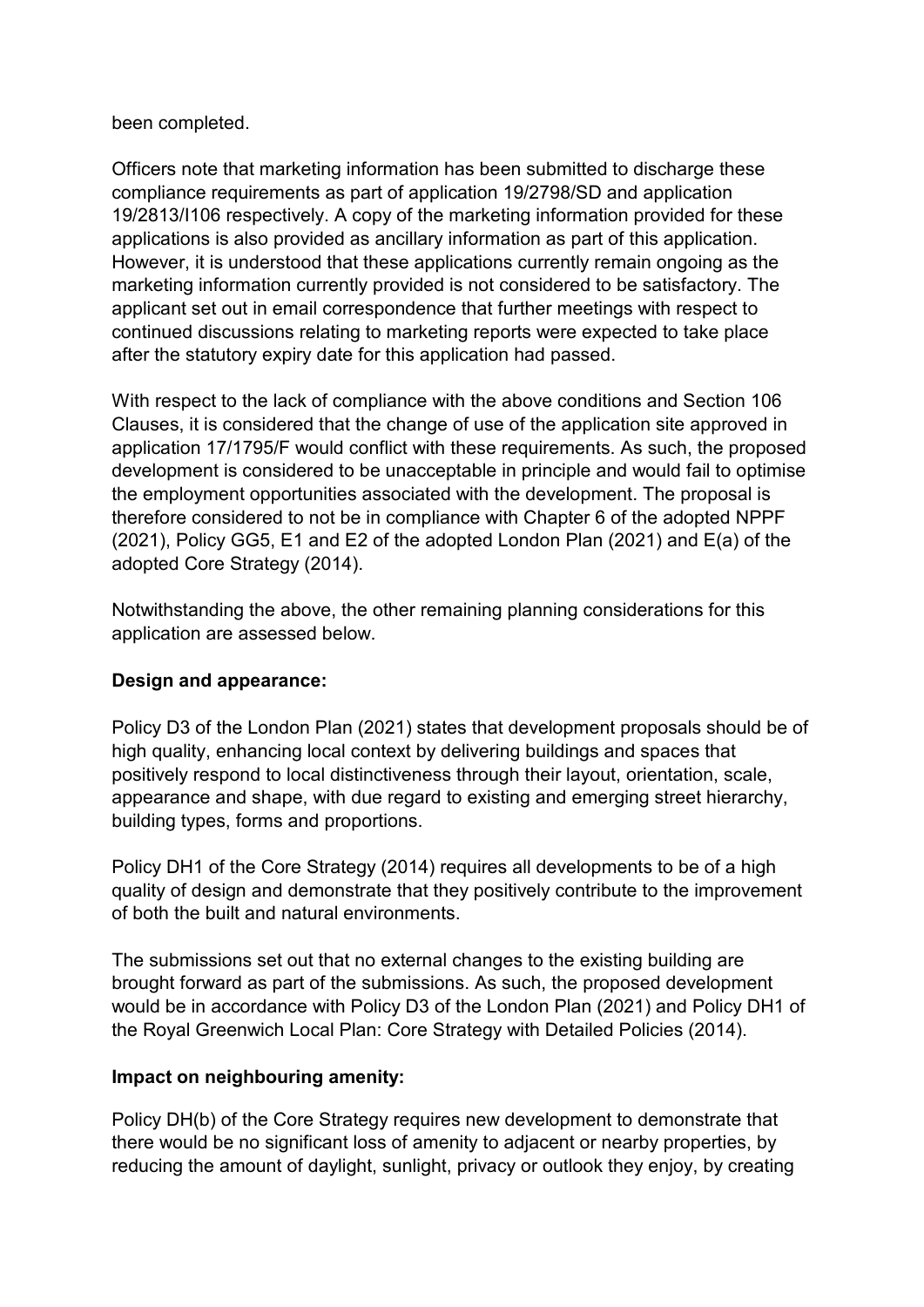been completed.

Officers note that marketing information has been submitted to discharge these compliance requirements as part of application 19/2798/SD and application 19/2813/I106 respectively. A copy of the marketing information provided for these applications is also provided as ancillary information as part of this application. However, it is understood that these applications currently remain ongoing as the marketing information currently provided is not considered to be satisfactory. The applicant set out in email correspondence that further meetings with respect to continued discussions relating to marketing reports were expected to take place after the statutory expiry date for this application had passed.

With respect to the lack of compliance with the above conditions and Section 106 Clauses, it is considered that the change of use of the application site approved in application 17/1795/F would conflict with these requirements. As such, the proposed development is considered to be unacceptable in principle and would fail to optimise the employment opportunities associated with the development. The proposal is therefore considered to not be in compliance with Chapter 6 of the adopted NPPF (2021), Policy GG5, E1 and E2 of the adopted London Plan (2021) and E(a) of the adopted Core Strategy (2014).

Notwithstanding the above, the other remaining planning considerations for this application are assessed below.

**Design and appearance:**

Policy D3 of the London Plan (2021) states that development proposals should be of high quality, enhancing local context by delivering buildings and spaces that positively respond to local distinctiveness through their layout, orientation, scale, appearance and shape, with due regard to existing and emerging street hierarchy, building types, forms and proportions.

Policy DH1 of the Core Strategy (2014) requires all developments to be of a high quality of design and demonstrate that they positively contribute to the improvement of both the built and natural environments.

The submissions set out that no external changes to the existing building are brought forward as part of the submissions. As such, the proposed development would be in accordance with Policy D3 of the London Plan (2021) and Policy DH1 of the Royal Greenwich Local Plan: Core Strategy with Detailed Policies (2014).

**Impact on neighbouring amenity:**

Policy DH(b) of the Core Strategy requires new development to demonstrate that there would be no significant loss of amenity to adjacent or nearby properties, by reducing the amount of daylight, sunlight, privacy or outlook they enjoy, by creating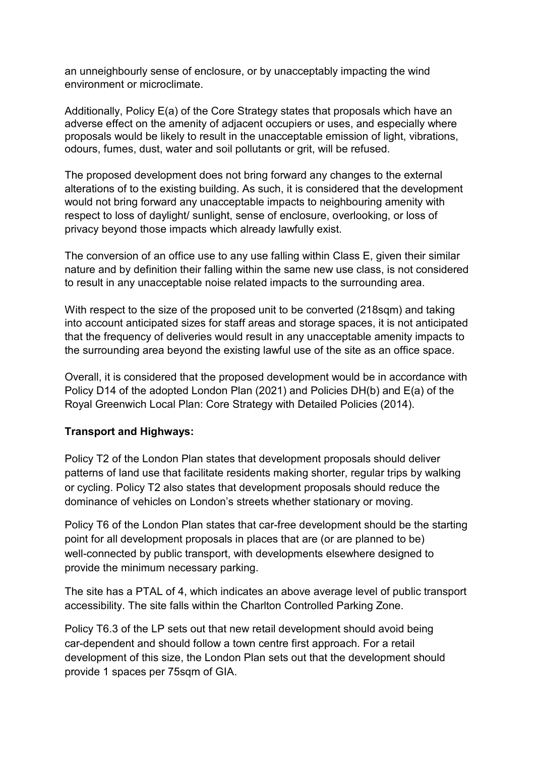an unneighbourly sense of enclosure, or by unacceptably impacting the wind environment or microclimate.

Additionally, Policy E(a) of the Core Strategy states that proposals which have an adverse effect on the amenity of adjacent occupiers or uses, and especially where proposals would be likely to result in the unacceptable emission of light, vibrations, odours, fumes, dust, water and soil pollutants or grit, will be refused.

The proposed development does not bring forward any changes to the external alterations of to the existing building. As such, it is considered that the development would not bring forward any unacceptable impacts to neighbouring amenity with respect to loss of daylight/ sunlight, sense of enclosure, overlooking, or loss of privacy beyond those impacts which already lawfully exist.

The conversion of an office use to any use falling within Class E, given their similar nature and by definition their falling within the same new use class, is not considered to result in any unacceptable noise related impacts to the surrounding area.

With respect to the size of the proposed unit to be converted (218sqm) and taking into account anticipated sizes for staff areas and storage spaces, it is not anticipated that the frequency of deliveries would result in any unacceptable amenity impacts to the surrounding area beyond the existing lawful use of the site as an office space.

Overall, it is considered that the proposed development would be in accordance with Policy D14 of the adopted London Plan (2021) and Policies DH(b) and E(a) of the Royal Greenwich Local Plan: Core Strategy with Detailed Policies (2014).

**Transport and Highways:**

Policy T2 of the London Plan states that development proposals should deliver patterns of land use that facilitate residents making shorter, regular trips by walking or cycling. Policy T2 also states that development proposals should reduce the dominance of vehicles on London's streets whether stationary or moving.

Policy T6 of the London Plan states that car-free development should be the starting point for all development proposals in places that are (or are planned to be) well-connected by public transport, with developments elsewhere designed to provide the minimum necessary parking.

The site has a PTAL of 4, which indicates an above average level of public transport accessibility. The site falls within the Charlton Controlled Parking Zone.

Policy T6.3 of the LP sets out that new retail development should avoid being car-dependent and should follow a town centre first approach. For a retail development of this size, the London Plan sets out that the development should provide 1 spaces per 75sqm of GIA.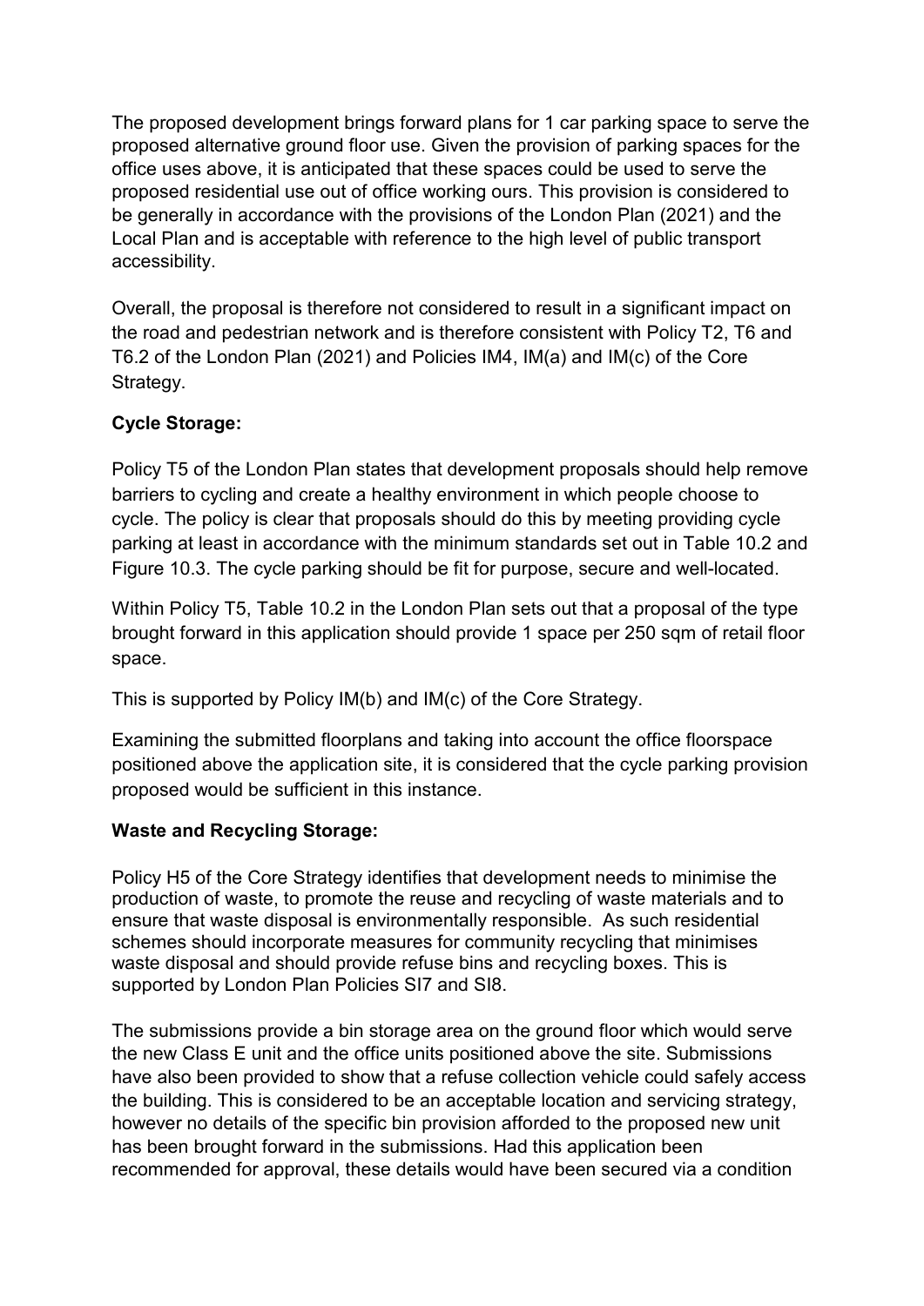The proposed development brings forward plans for 1 car parking space to serve the proposed alternative ground floor use. Given the provision of parking spaces for the office uses above, it is anticipated that these spaces could be used to serve the proposed residential use out of office working ours. This provision is considered to be generally in accordance with the provisions of the London Plan (2021) and the Local Plan and is acceptable with reference to the high level of public transport accessibility.

Overall, the proposal is therefore not considered to result in a significant impact on the road and pedestrian network and is therefore consistent with Policy T2, T6 and T6.2 of the London Plan (2021) and Policies IM4, IM(a) and IM(c) of the Core Strategy.

**Cycle Storage:**

Policy T5 of the London Plan states that development proposals should help remove barriers to cycling and create a healthy environment in which people choose to cycle. The policy is clear that proposals should do this by meeting providing cycle parking at least in accordance with the minimum standards set out in Table 10.2 and Figure 10.3. The cycle parking should be fit for purpose, secure and well-located.

Within Policy T5, Table 10.2 in the London Plan sets out that a proposal of the type brought forward in this application should provide 1 space per 250 sqm of retail floor space.

This is supported by Policy IM(b) and IM(c) of the Core Strategy.

Examining the submitted floorplans and taking into account the office floorspace positioned above the application site, it is considered that the cycle parking provision proposed would be sufficient in this instance.

**Waste and Recycling Storage:**

Policy H5 of the Core Strategy identifies that development needs to minimise the production of waste, to promote the reuse and recycling of waste materials and to ensure that waste disposal is environmentally responsible. As such residential schemes should incorporate measures for community recycling that minimises waste disposal and should provide refuse bins and recycling boxes. This is supported by London Plan Policies SI7 and SI8.

The submissions provide a bin storage area on the ground floor which would serve the new Class E unit and the office units positioned above the site. Submissions have also been provided to show that a refuse collection vehicle could safely access the building. This is considered to be an acceptable location and servicing strategy, however no details of the specific bin provision afforded to the proposed new unit has been brought forward in the submissions. Had this application been recommended for approval, these details would have been secured via a condition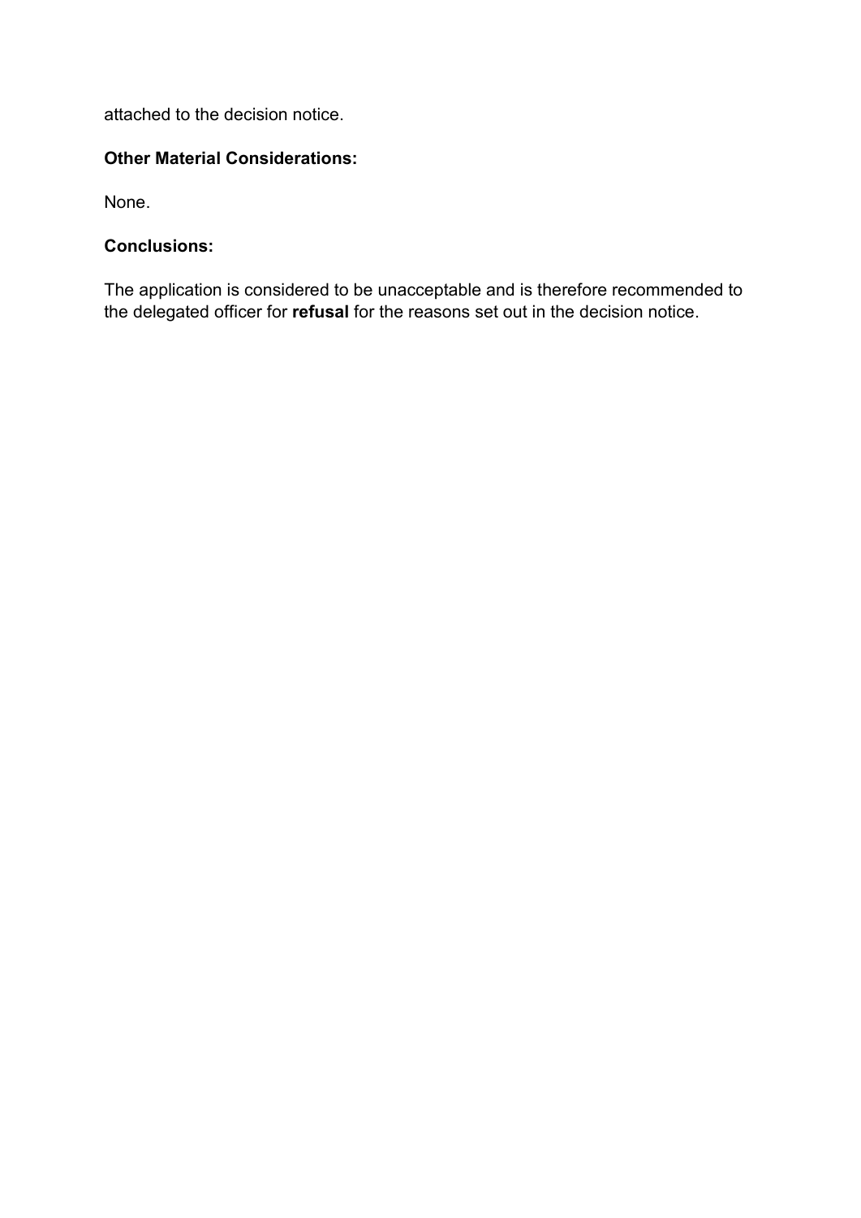attached to the decision notice.

**Other Material Considerations:**

None.

**Conclusions:**

The application is considered to be unacceptable and is therefore recommended to the delegated officer for **refusal** for the reasons set out in the decision notice.